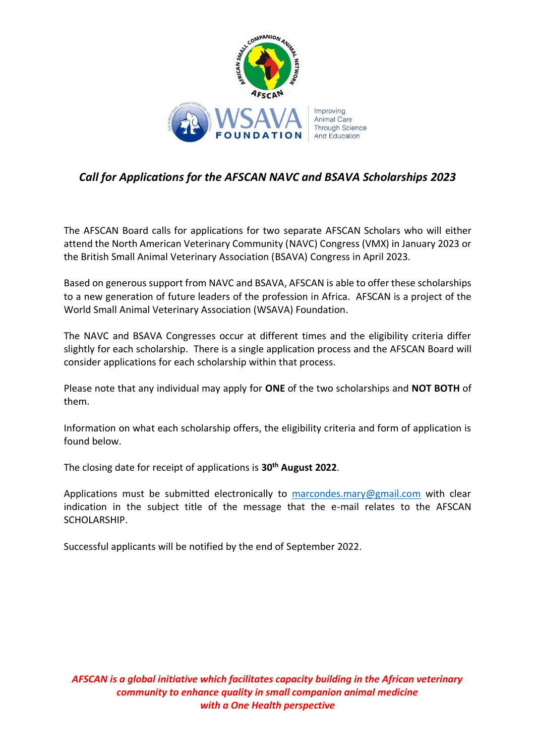## *Call for Applications for the AFSCAN NAVC and BSAVA Scholarships 2023*

The AFSCAN Board calls for applications for two separate AFSCAN Scholars who will either attend the North American Veterinary Community (NAVC) Congress (VMX) in January 2023 or the British Small Animal Veterinary Association (BSAVA) Congress in April 2023.

Based on generous support from NAVC and BSAVA, AFSCAN is able to offer these scholarships to a new generation of future leaders of the profession in Africa. AFSCAN is a project of the World Small Animal Veterinary Association (WSAVA) Foundation.

The NAVC and BSAVA Congresses occur at different times and the eligibility criteria differ slightly for each scholarship. There is a single application process and the AFSCAN Board will consider applications for each scholarship within that process.

Please note that any individual may apply for **ONE** of the two scholarships and **NOT BOTH** of them.

Information on what each scholarship offers, the eligibility criteria and form of application is found below.

The closing date for receipt of applications is **30th August 2022**.

Applications must be submitted electronically to marcondes.mary@gmail.com with clear indication in the subject title of the message that the e-mail relates to the AFSCAN SCHOLARSHIP.

Successful applicants will be notified by the end of September 2022.

***AFSCAN is a global initiative which facilitates capacity building in the African veterinary community to enhance quality in small companion animal medicine with a One Health perspective***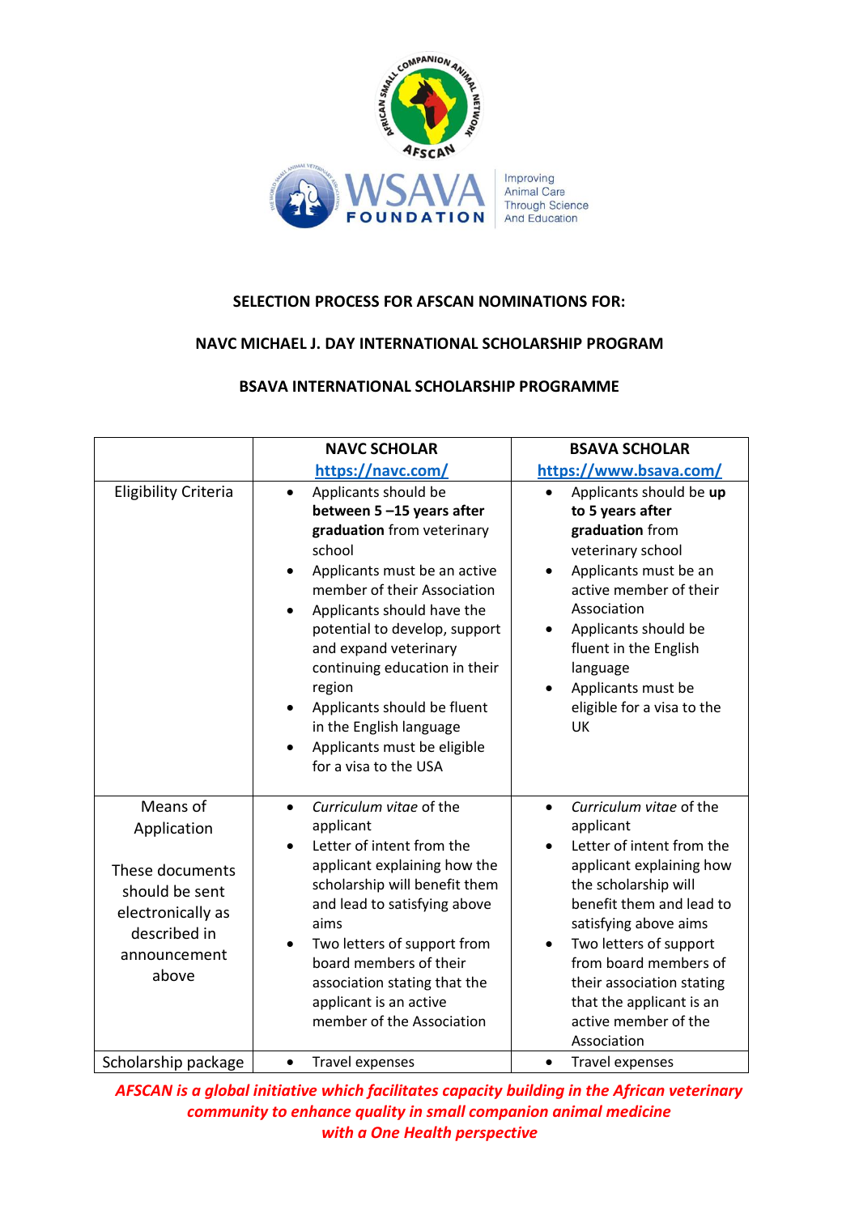**SELECTION PROCESS FOR AFSCAN NOMINATIONS FOR:**

**NAVC MICHAEL J. DAY INTERNATIONAL SCHOLARSHIP PROGRAM**

**BSAVA INTERNATIONAL SCHOLARSHIP PROGRAMME**

| | **NAVC SCHOLAR** [https://navc.com/](https://navc.com/) | **BSAVA SCHOLAR** [https://www.bsava.com/](https://www.bsava.com/) |
|---|---|---|
| Eligibility Criteria | • Applicants should be **between 5 –15 years after graduation** from veterinary school<br>• Applicants must be an active member of their Association<br>• Applicants should have the potential to develop, support and expand veterinary continuing education in their region<br>• Applicants should be fluent in the English language<br>• Applicants must be eligible for a visa to the USA | • Applicants should be **up to 5 years after graduation** from veterinary school<br>• Applicants must be an active member of their Association<br>• Applicants should be fluent in the English language<br>• Applicants must be eligible for a visa to the UK |
| Means of Application<br><br>These documents should be sent electronically as described in announcement above | • *Curriculum vitae* of the applicant<br>• Letter of intent from the applicant explaining how the scholarship will benefit them and lead to satisfying above aims<br>• Two letters of support from board members of their association stating that the applicant is an active member of the Association | • *Curriculum vitae* of the applicant<br>• Letter of intent from the applicant explaining how the scholarship will benefit them and lead to satisfying above aims<br>• Two letters of support from board members of their association stating that the applicant is an active member of the Association |
| Scholarship package | • Travel expenses | • Travel expenses |

***AFSCAN is a global initiative which facilitates capacity building in the African veterinary community to enhance quality in small companion animal medicine with a One Health perspective***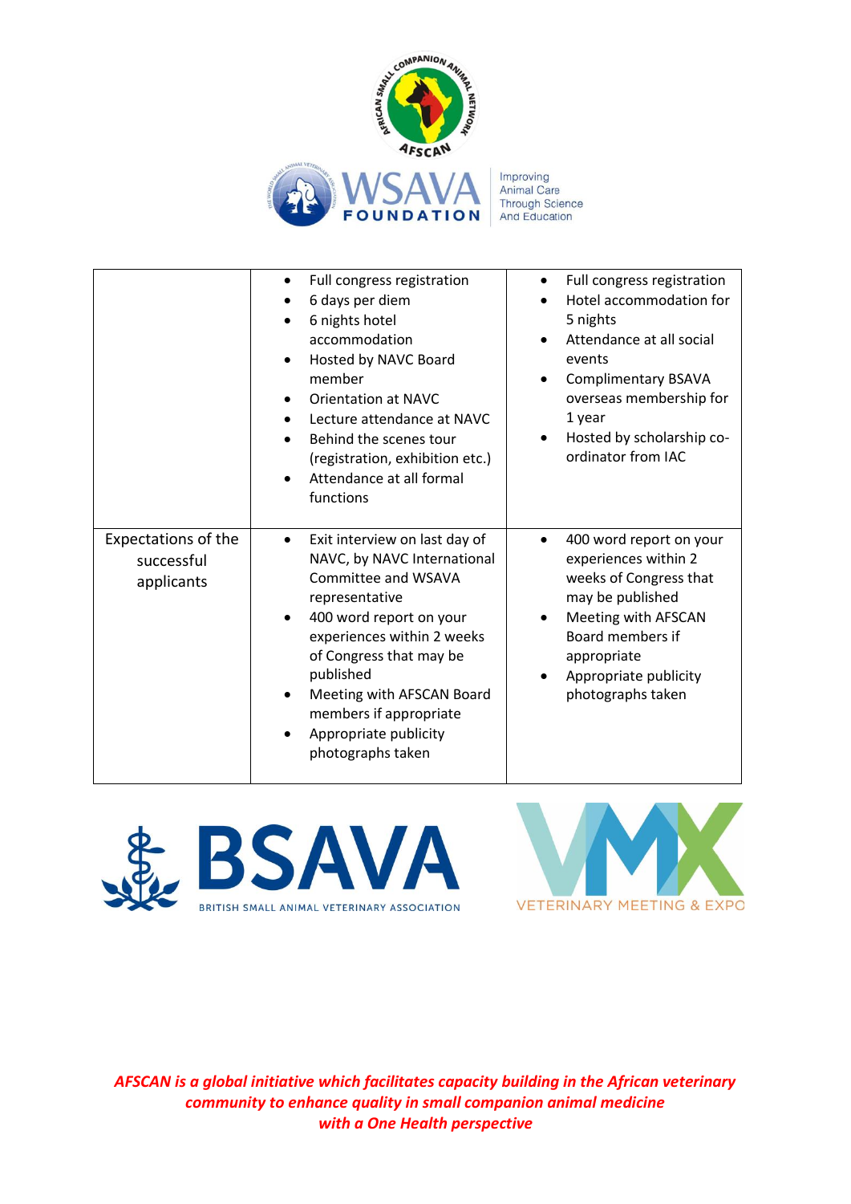| | | |
|---|---|---|
| | • Full congress registration<br>• 6 days per diem<br>• 6 nights hotel accommodation<br>• Hosted by NAVC Board member<br>• Orientation at NAVC<br>• Lecture attendance at NAVC<br>• Behind the scenes tour (registration, exhibition etc.)<br>• Attendance at all formal functions | • Full congress registration<br>• Hotel accommodation for 5 nights<br>• Attendance at all social events<br>• Complimentary BSAVA overseas membership for 1 year<br>• Hosted by scholarship co-ordinator from IAC |
| Expectations of the successful applicants | • Exit interview on last day of NAVC, by NAVC International Committee and WSAVA representative<br>• 400 word report on your experiences within 2 weeks of Congress that may be published<br>• Meeting with AFSCAN Board members if appropriate<br>• Appropriate publicity photographs taken | • 400 word report on your experiences within 2 weeks of Congress that may be published<br>• Meeting with AFSCAN Board members if appropriate<br>• Appropriate publicity photographs taken |

***AFSCAN is a global initiative which facilitates capacity building in the African veterinary community to enhance quality in small companion animal medicine with a One Health perspective***